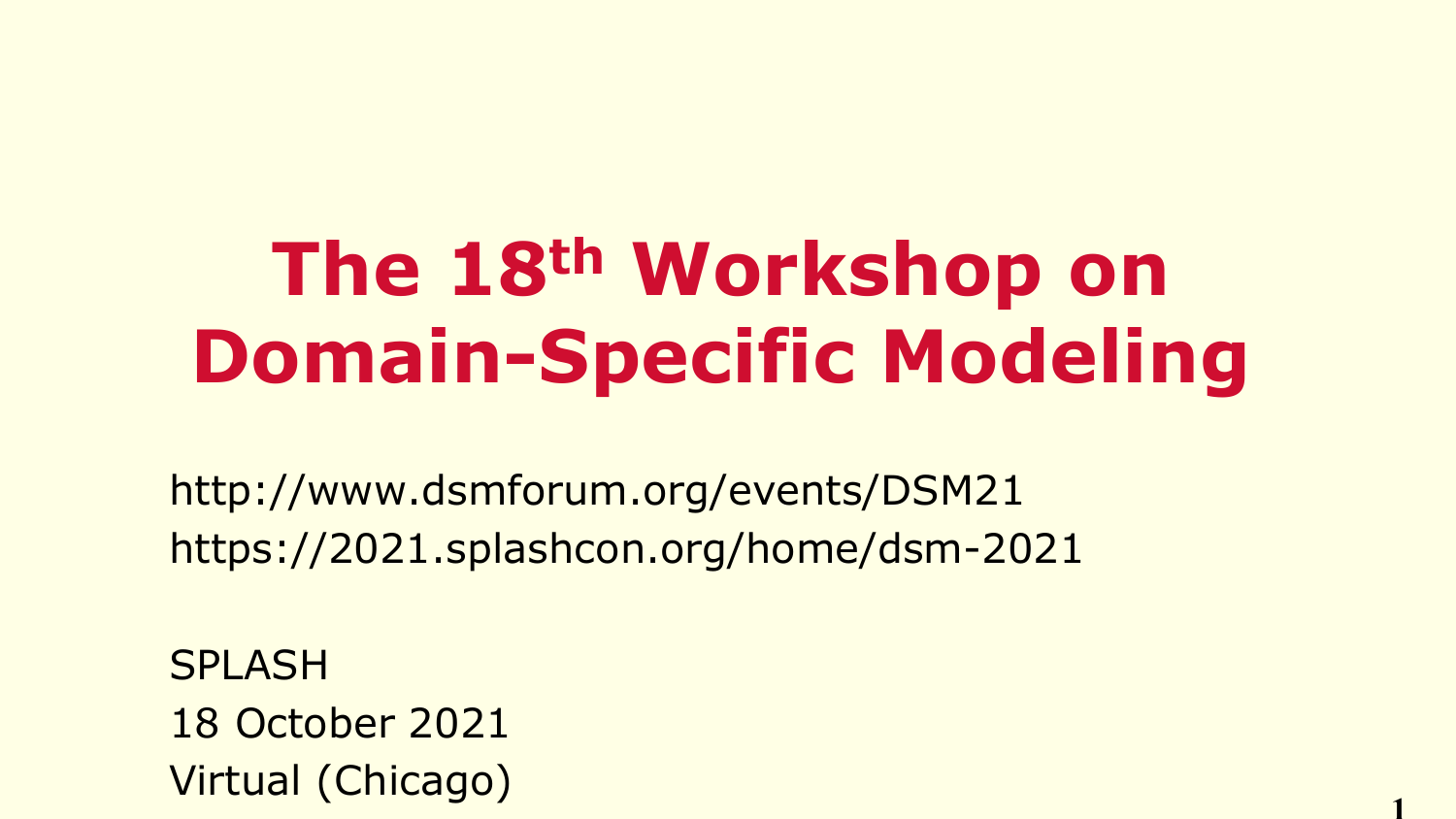# The 18th Workshop on Domain-Specific Modeling

http://www.dsmforum.org/events/DSM21

https://2021.splashcon.org/home/dsm-2021

SPLASH

18 October 2021

Virtual (Chicago)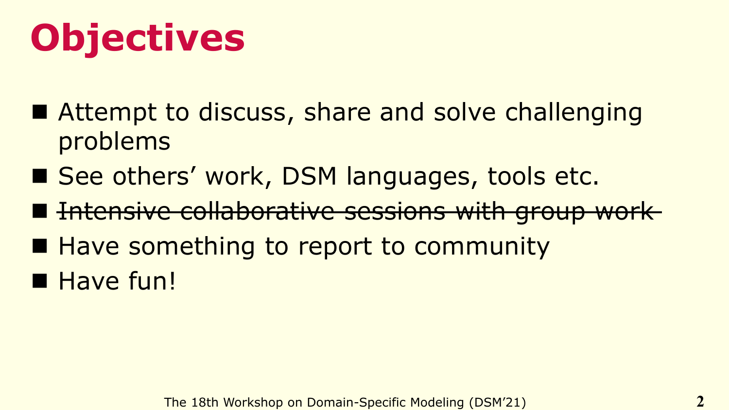# Objectives

- Attempt to discuss, share and solve challenging problems
- See others' work, DSM languages, tools etc.
- ~~Intensive collaborative sessions with group work~~
- Have something to report to community
- Have fun!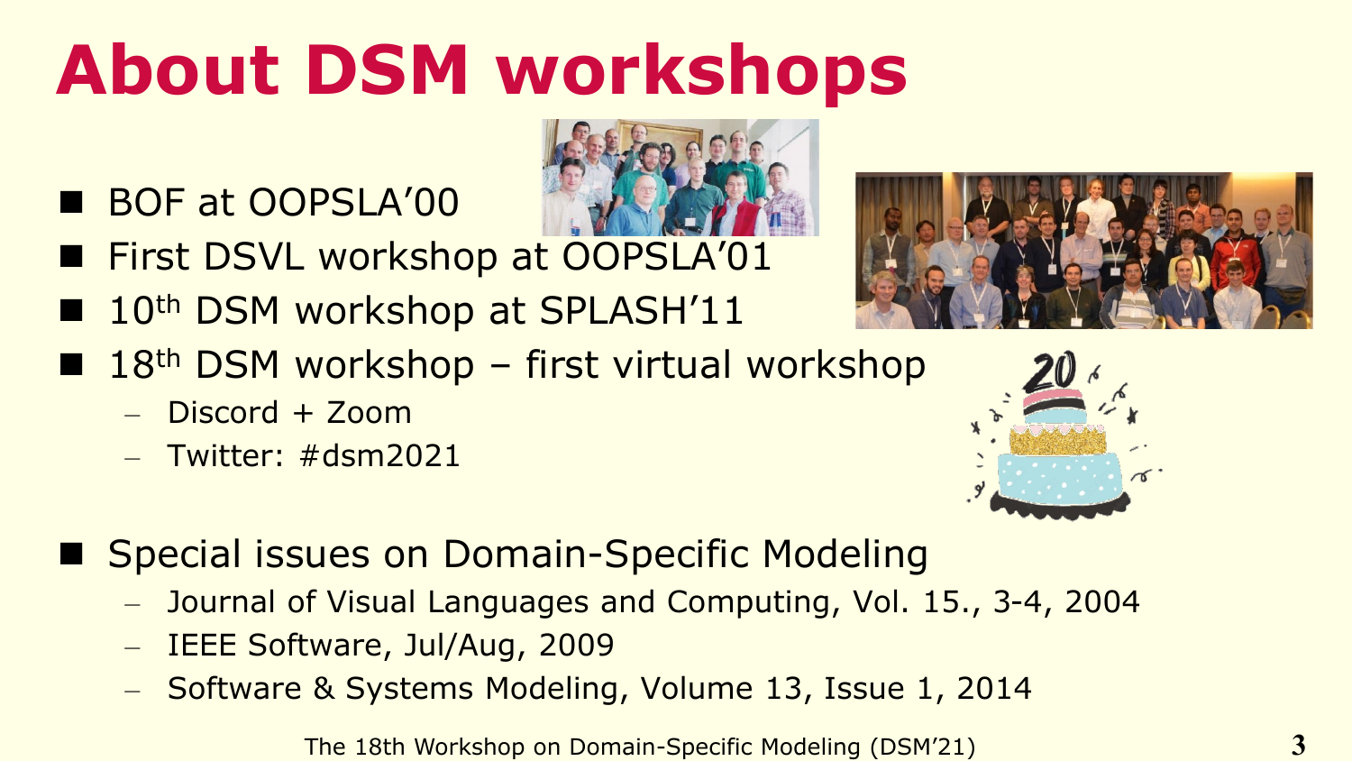# About DSM workshops

- BOF at OOPSLA’00
- First DSVL workshop at OOPSLA’01
- 10th DSM workshop at SPLASH’11
- 18th DSM workshop – first virtual workshop
  - Discord + Zoom
  - Twitter: #dsm2021

- Special issues on Domain-Specific Modeling
  - Journal of Visual Languages and Computing, Vol. 15., 3-4, 2004
  - IEEE Software, Jul/Aug, 2009
  - Software & Systems Modeling, Volume 13, Issue 1, 2014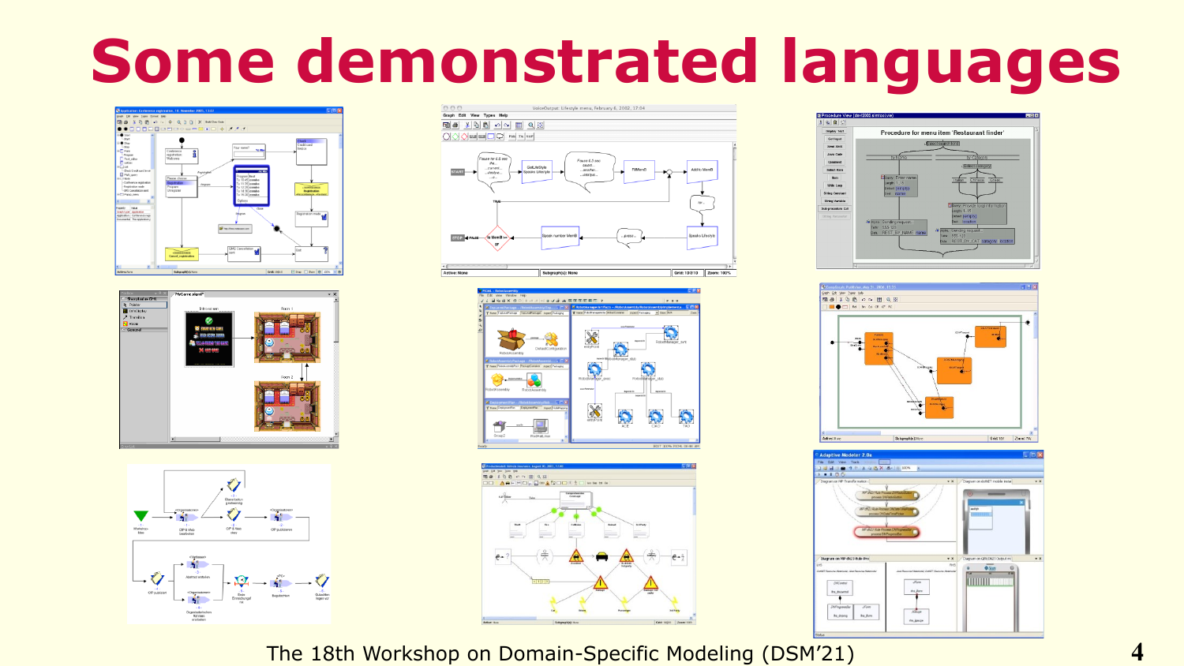# Some demonstrated languages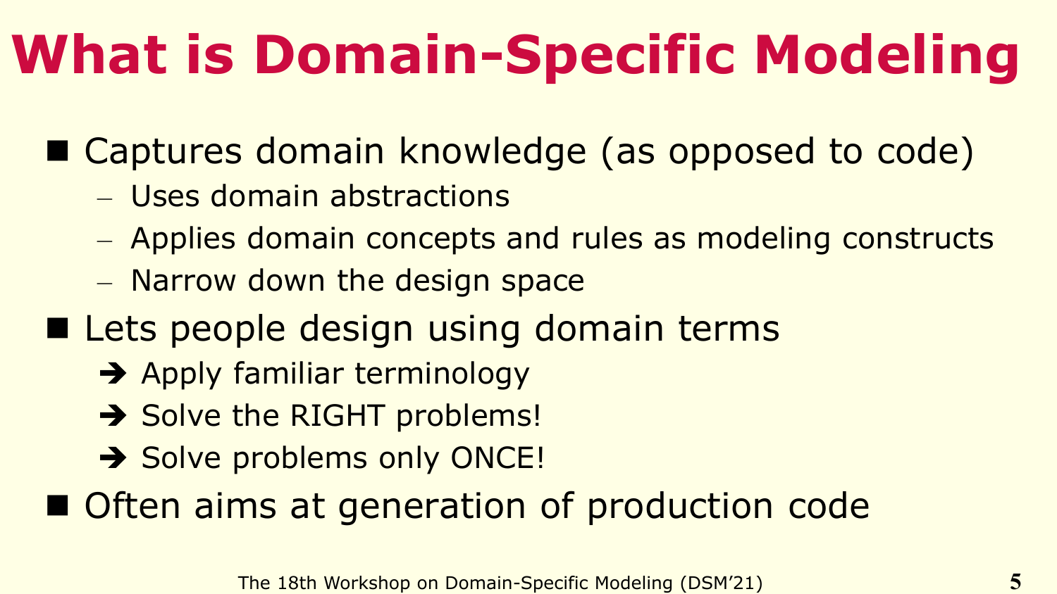# What is Domain-Specific Modeling

- Captures domain knowledge (as opposed to code)
  - Uses domain abstractions
  - Applies domain concepts and rules as modeling constructs
  - Narrow down the design space
- Lets people design using domain terms
  - ➔ Apply familiar terminology
  - ➔ Solve the RIGHT problems!
  - ➔ Solve problems only ONCE!
- Often aims at generation of production code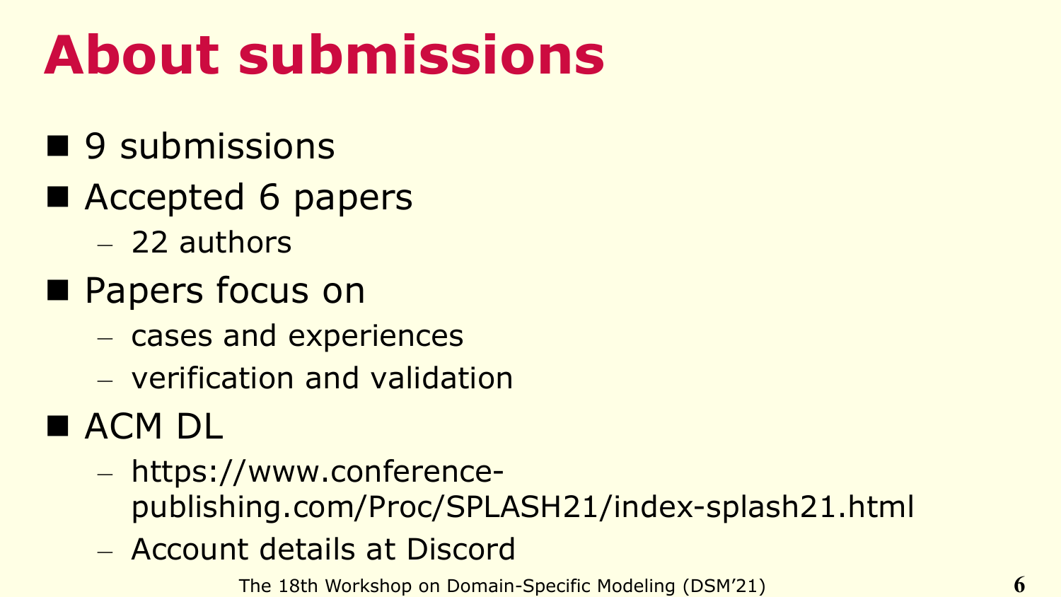# About submissions

- 9 submissions
- Accepted 6 papers
  - 22 authors
- Papers focus on
  - cases and experiences
  - verification and validation
- ACM DL
  - https://www.conference-publishing.com/Proc/SPLASH21/index-splash21.html
  - Account details at Discord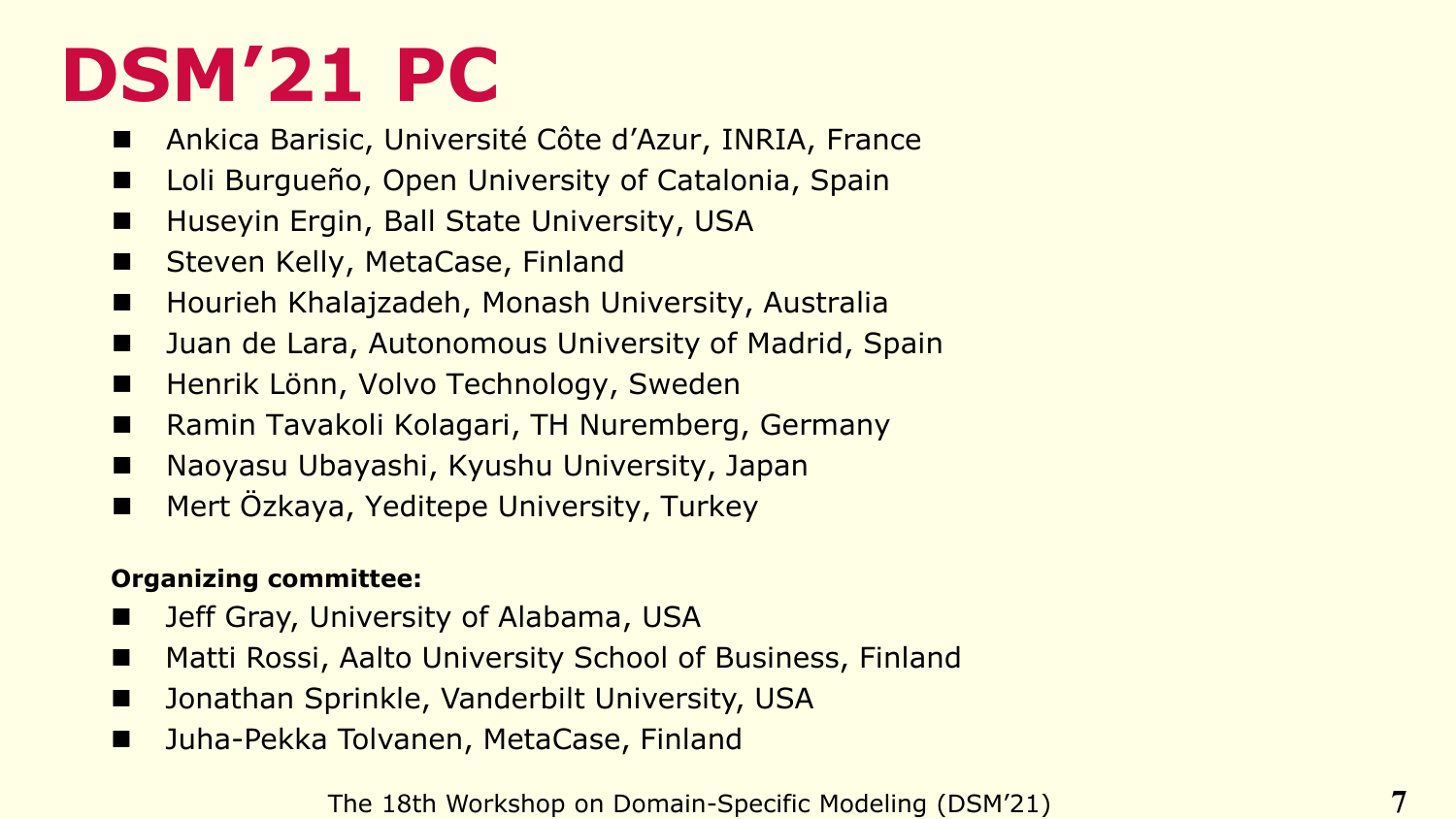# DSM’21 PC

- Ankica Barisic, Université Côte d’Azur, INRIA, France
- Loli Burgueño, Open University of Catalonia, Spain
- Huseyin Ergin, Ball State University, USA
- Steven Kelly, MetaCase, Finland
- Hourieh Khalajzadeh, Monash University, Australia
- Juan de Lara, Autonomous University of Madrid, Spain
- Henrik Lönn, Volvo Technology, Sweden
- Ramin Tavakoli Kolagari, TH Nuremberg, Germany
- Naoyasu Ubayashi, Kyushu University, Japan
- Mert Özkaya, Yeditepe University, Turkey

**Organizing committee:**

- Jeff Gray, University of Alabama, USA
- Matti Rossi, Aalto University School of Business, Finland
- Jonathan Sprinkle, Vanderbilt University, USA
- Juha-Pekka Tolvanen, MetaCase, Finland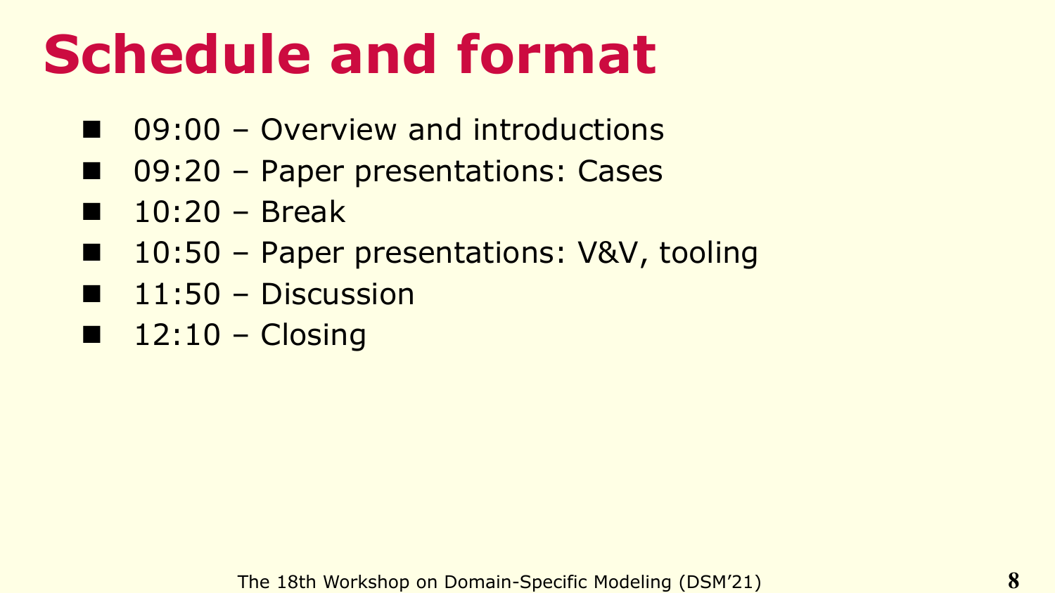# Schedule and format

- 09:00 – Overview and introductions
- 09:20 – Paper presentations: Cases
- 10:20 – Break
- 10:50 – Paper presentations: V&V, tooling
- 11:50 – Discussion
- 12:10 – Closing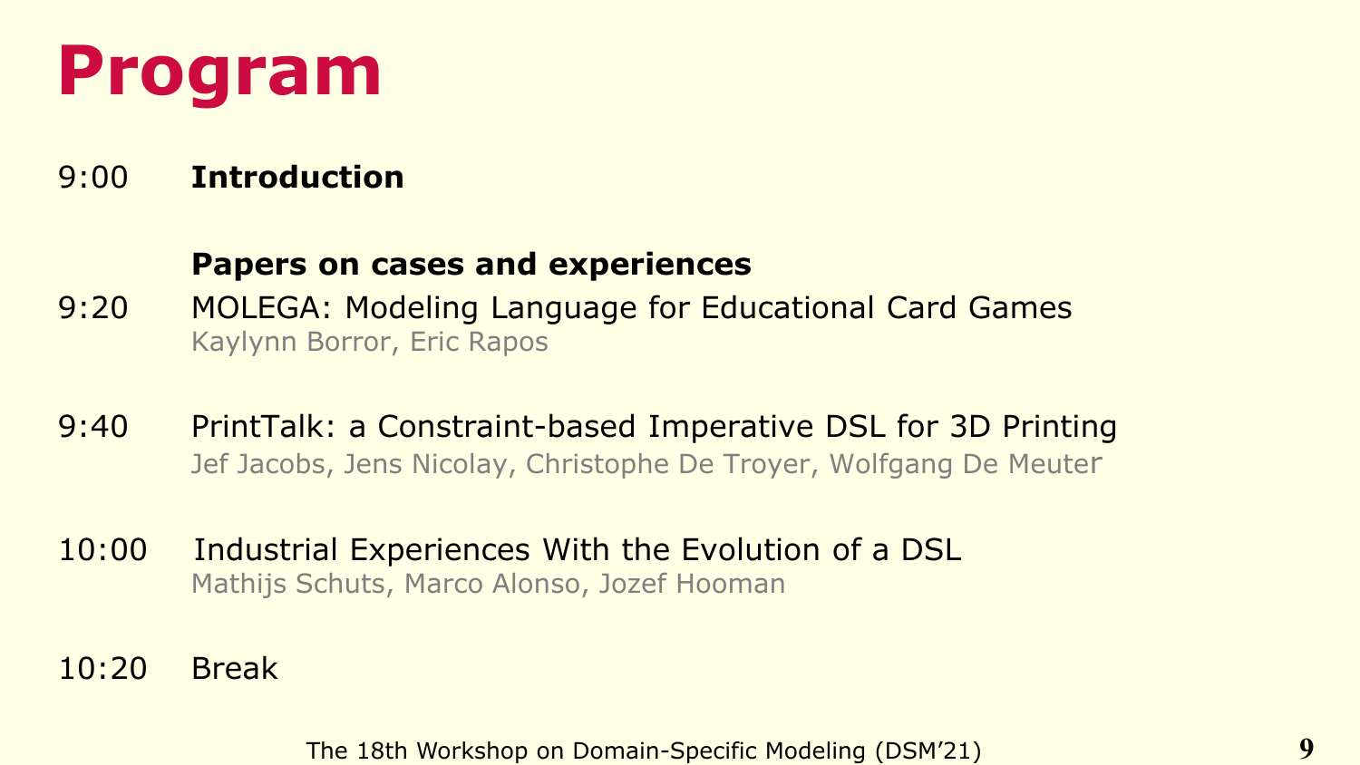# Program

9:00 **Introduction**

**Papers on cases and experiences**

9:20 MOLEGA: Modeling Language for Educational Card Games
Kaylynn Borror, Eric Rapos

9:40 PrintTalk: a Constraint-based Imperative DSL for 3D Printing
Jef Jacobs, Jens Nicolay, Christophe De Troyer, Wolfgang De Meuter

10:00 Industrial Experiences With the Evolution of a DSL
Mathijs Schuts, Marco Alonso, Jozef Hooman

10:20 Break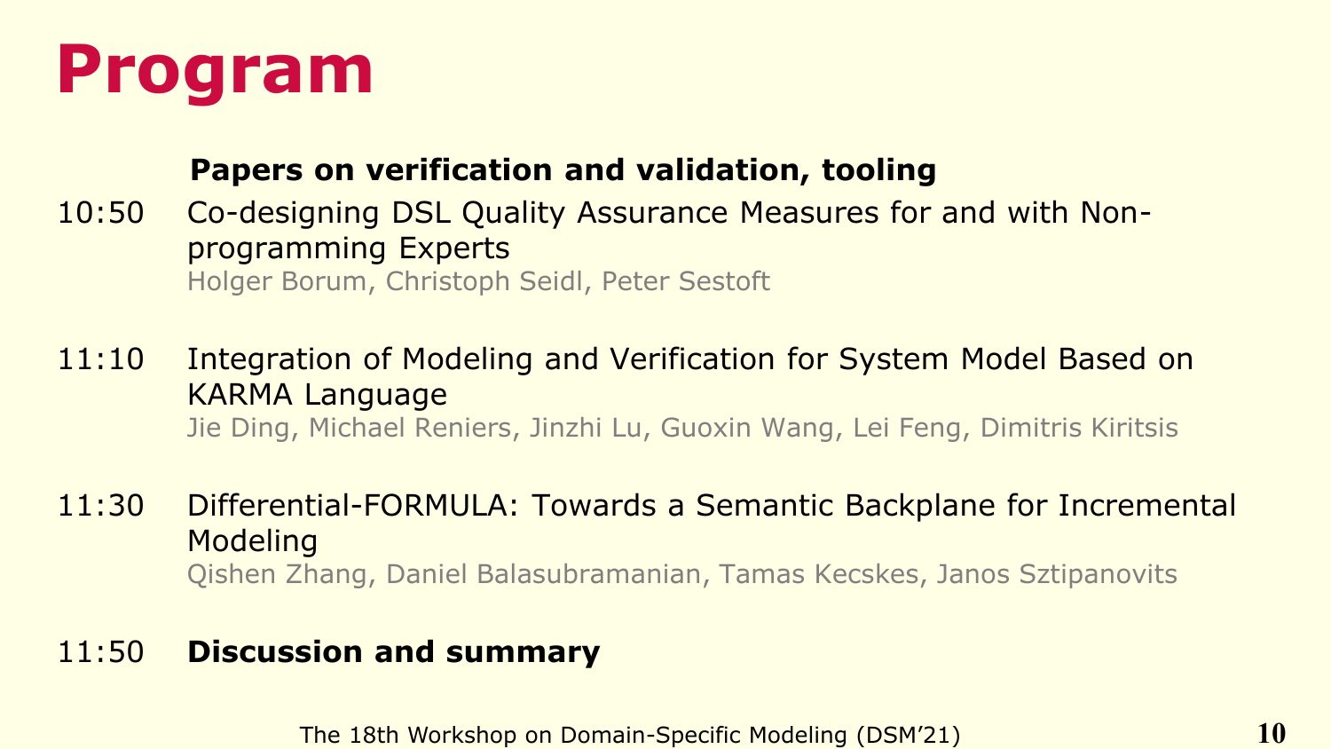# Program

**Papers on verification and validation, tooling**

10:50 Co-designing DSL Quality Assurance Measures for and with Non-programming Experts
Holger Borum, Christoph Seidl, Peter Sestoft

11:10 Integration of Modeling and Verification for System Model Based on KARMA Language
Jie Ding, Michael Reniers, Jinzhi Lu, Guoxin Wang, Lei Feng, Dimitris Kiritsis

11:30 Differential-FORMULA: Towards a Semantic Backplane for Incremental Modeling
Qishen Zhang, Daniel Balasubramanian, Tamas Kecskes, Janos Sztipanovits

11:50 **Discussion and summary**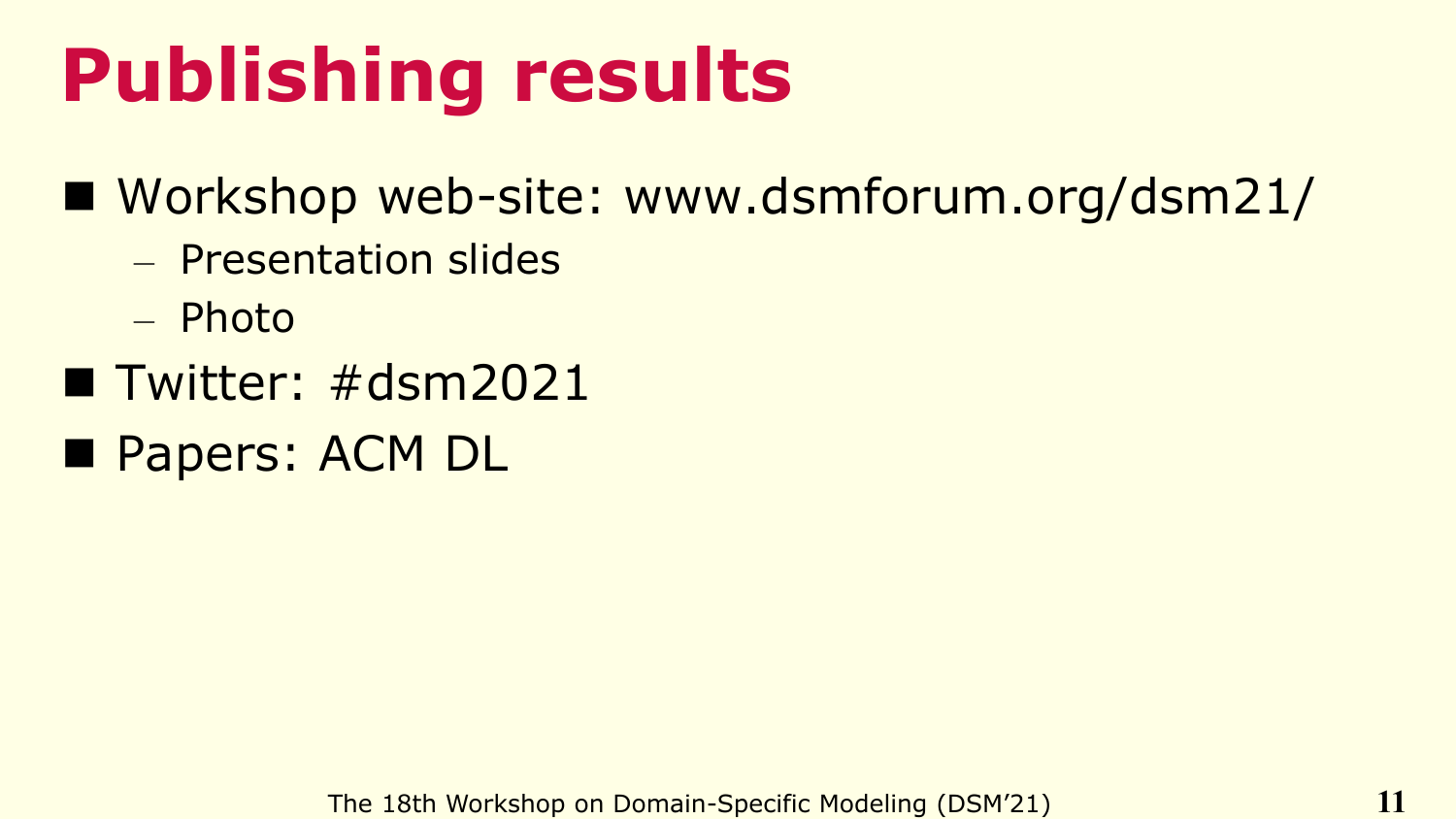# Publishing results

- Workshop web-site: www.dsmforum.org/dsm21/
  - Presentation slides
  - Photo
- Twitter: #dsm2021
- Papers: ACM DL